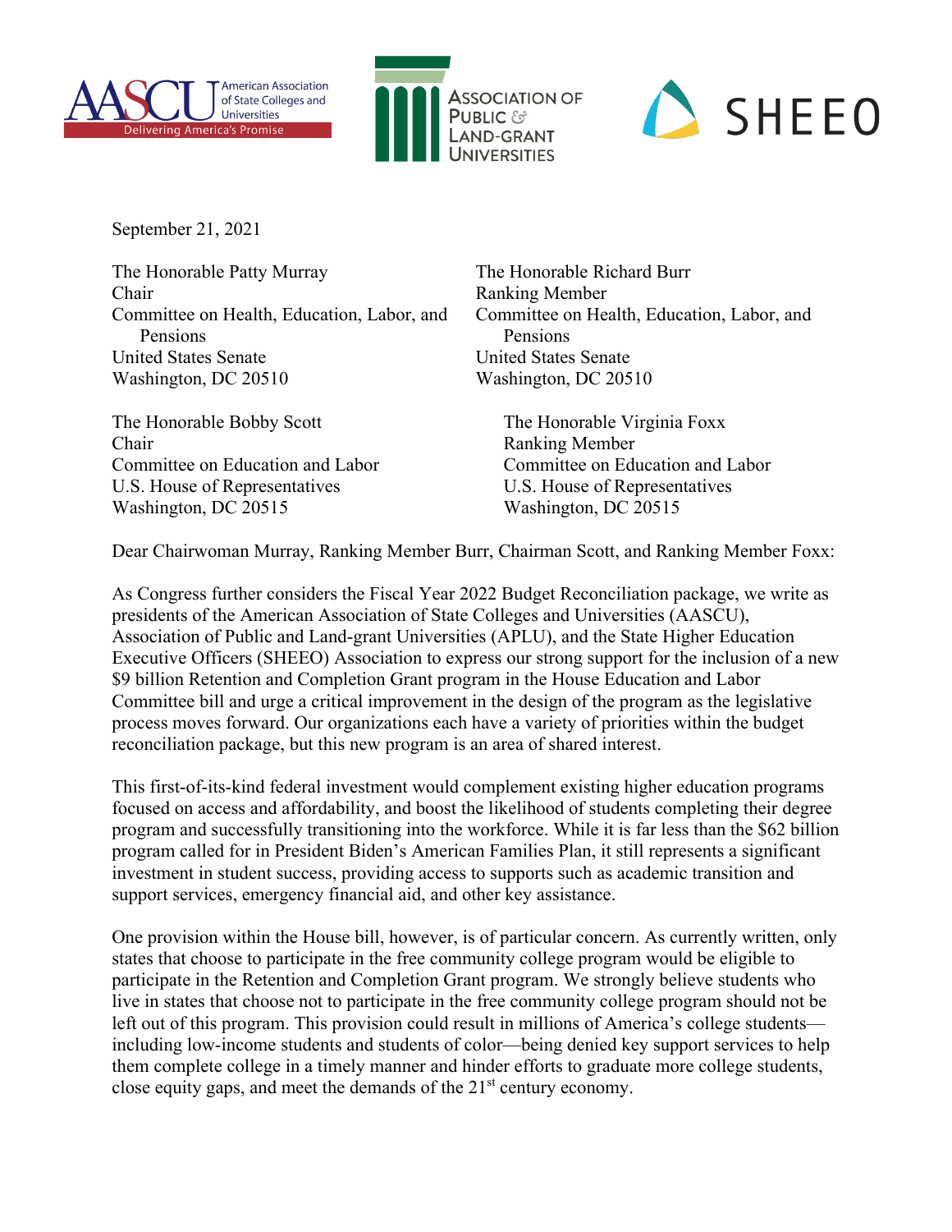American Association of State Colleges and Universities — Delivering America's Promise | Association of Public & Land-Grant Universities | SHEEO

September 21, 2021

The Honorable Patty Murray
Chair
Committee on Health, Education, Labor, and Pensions
United States Senate
Washington, DC 20510

The Honorable Richard Burr
Ranking Member
Committee on Health, Education, Labor, and Pensions
United States Senate
Washington, DC 20510

The Honorable Bobby Scott
Chair
Committee on Education and Labor
U.S. House of Representatives
Washington, DC 20515

The Honorable Virginia Foxx
Ranking Member
Committee on Education and Labor
U.S. House of Representatives
Washington, DC 20515

Dear Chairwoman Murray, Ranking Member Burr, Chairman Scott, and Ranking Member Foxx:

As Congress further considers the Fiscal Year 2022 Budget Reconciliation package, we write as presidents of the American Association of State Colleges and Universities (AASCU), Association of Public and Land-grant Universities (APLU), and the State Higher Education Executive Officers (SHEEO) Association to express our strong support for the inclusion of a new $9 billion Retention and Completion Grant program in the House Education and Labor Committee bill and urge a critical improvement in the design of the program as the legislative process moves forward. Our organizations each have a variety of priorities within the budget reconciliation package, but this new program is an area of shared interest.

This first-of-its-kind federal investment would complement existing higher education programs focused on access and affordability, and boost the likelihood of students completing their degree program and successfully transitioning into the workforce. While it is far less than the $62 billion program called for in President Biden's American Families Plan, it still represents a significant investment in student success, providing access to supports such as academic transition and support services, emergency financial aid, and other key assistance.

One provision within the House bill, however, is of particular concern. As currently written, only states that choose to participate in the free community college program would be eligible to participate in the Retention and Completion Grant program. We strongly believe students who live in states that choose not to participate in the free community college program should not be left out of this program. This provision could result in millions of America's college students—including low-income students and students of color—being denied key support services to help them complete college in a timely manner and hinder efforts to graduate more college students, close equity gaps, and meet the demands of the 21st century economy.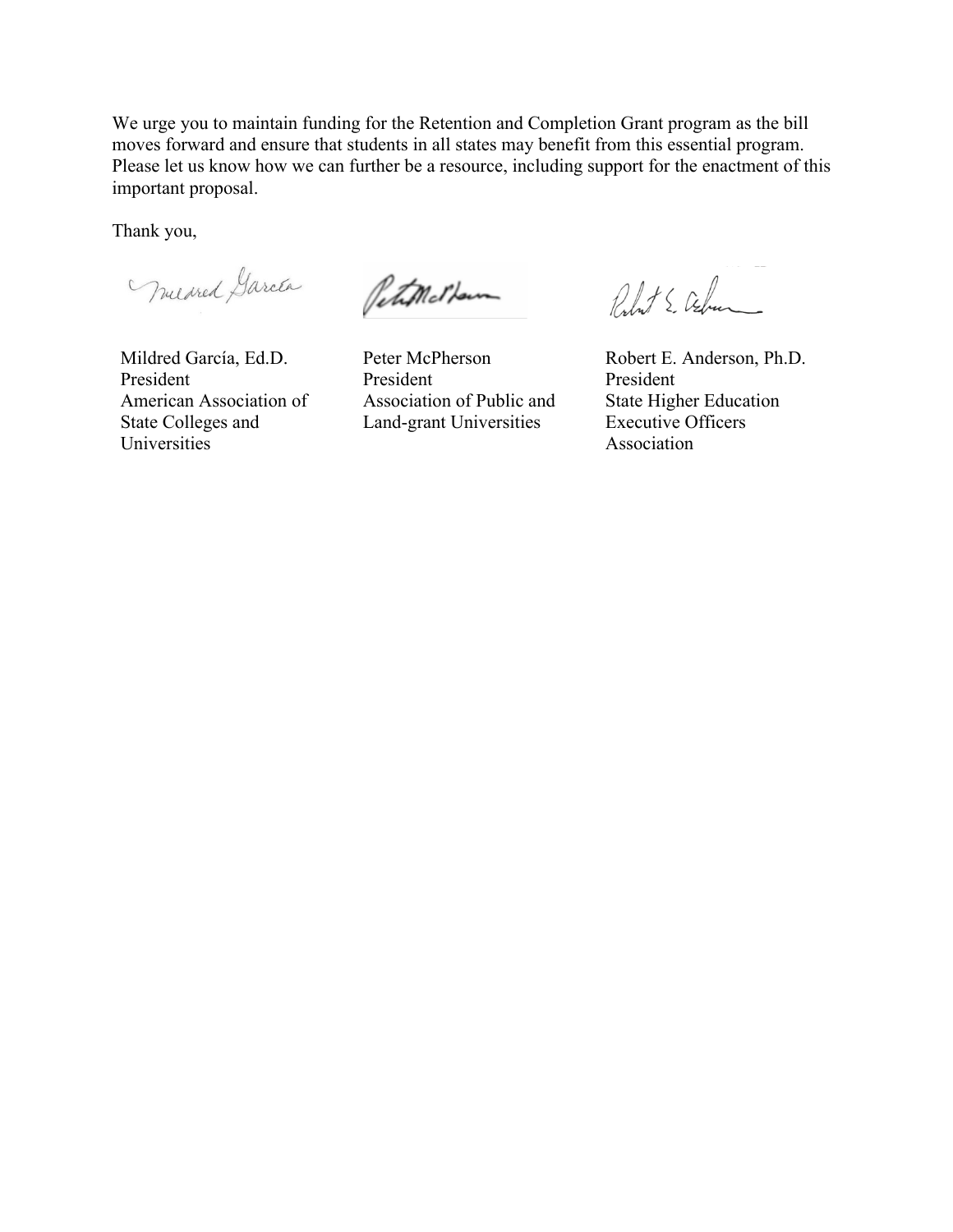We urge you to maintain funding for the Retention and Completion Grant program as the bill moves forward and ensure that students in all states may benefit from this essential program. Please let us know how we can further be a resource, including support for the enactment of this important proposal.

Thank you,

Mildred García, Ed.D.
President
American Association of State Colleges and Universities

Peter McPherson
President
Association of Public and Land-grant Universities

Robert E. Anderson, Ph.D.
President
State Higher Education Executive Officers Association